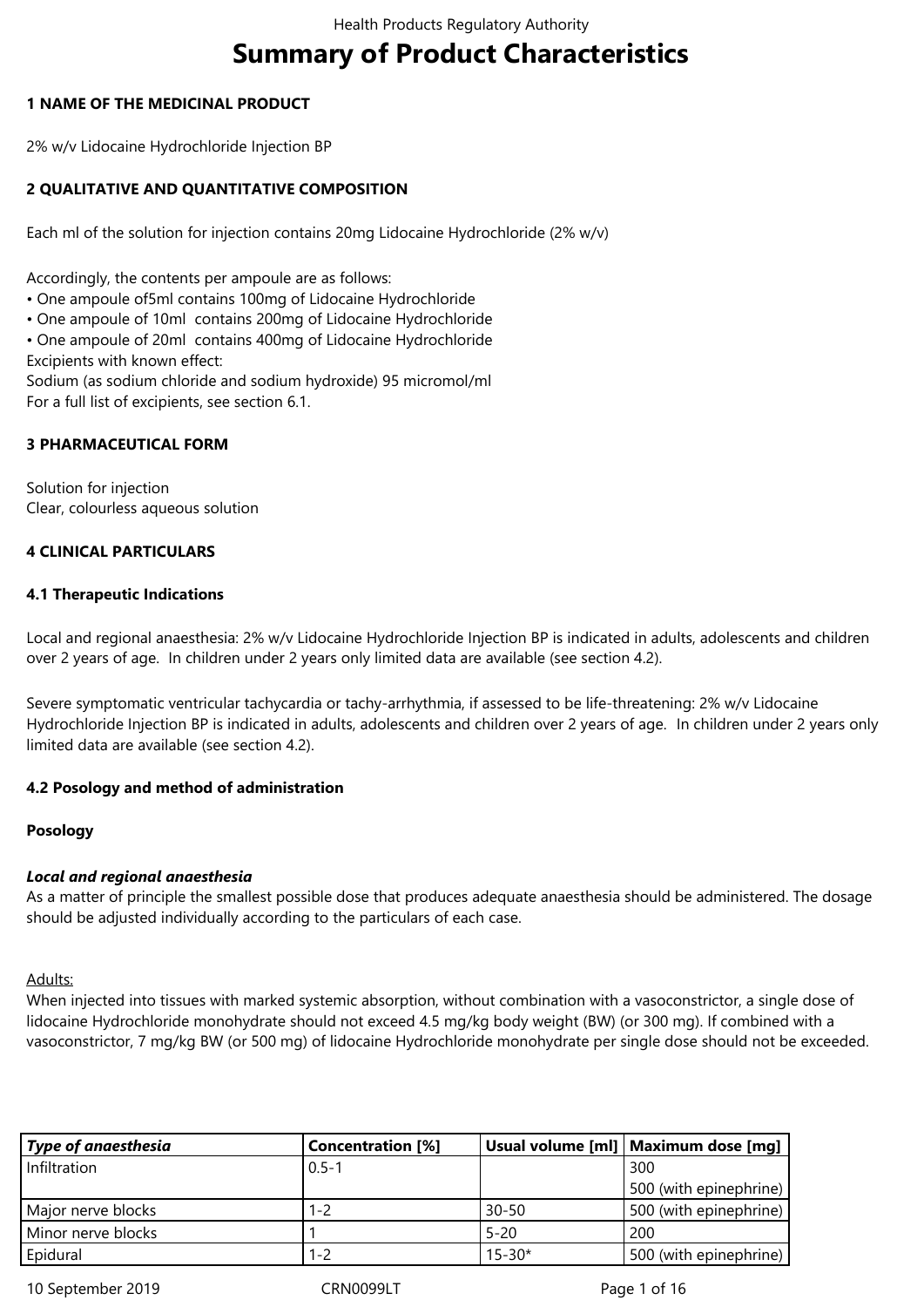# Summary of Product Characteristics

## 1 NAME OF THE MEDICINAL PRODUCT

2% w/v Lidocaine Hydrochloride Injection BP

## 2 QUALITATIVE AND QUANTITATIVE COMPOSITION

Each ml of the solution for injection contains 20mg Lidocaine Hydrochloride (2% w/v)

Accordingly, the contents per ampoule are as follows:
• One ampoule of5ml contains 100mg of Lidocaine Hydrochloride
• One ampoule of 10ml contains 200mg of Lidocaine Hydrochloride
• One ampoule of 20ml contains 400mg of Lidocaine Hydrochloride
Excipients with known effect:
Sodium (as sodium chloride and sodium hydroxide) 95 micromol/ml
For a full list of excipients, see section 6.1.

## 3 PHARMACEUTICAL FORM

Solution for injection
Clear, colourless aqueous solution

## 4 CLINICAL PARTICULARS

### 4.1 Therapeutic Indications

Local and regional anaesthesia: 2% w/v Lidocaine Hydrochloride Injection BP is indicated in adults, adolescents and children over 2 years of age. In children under 2 years only limited data are available (see section 4.2).

Severe symptomatic ventricular tachycardia or tachy-arrhythmia, if assessed to be life-threatening: 2% w/v Lidocaine Hydrochloride Injection BP is indicated in adults, adolescents and children over 2 years of age. In children under 2 years only limited data are available (see section 4.2).

### 4.2 Posology and method of administration

**Posology**

***Local and regional anaesthesia***
As a matter of principle the smallest possible dose that produces adequate anaesthesia should be administered. The dosage should be adjusted individually according to the particulars of each case.

Adults:
When injected into tissues with marked systemic absorption, without combination with a vasoconstrictor, a single dose of lidocaine Hydrochloride monohydrate should not exceed 4.5 mg/kg body weight (BW) (or 300 mg). If combined with a vasoconstrictor, 7 mg/kg BW (or 500 mg) of lidocaine Hydrochloride monohydrate per single dose should not be exceeded.

| ***Type of anaesthesia*** | **Concentration [%]** | **Usual volume [ml]** | **Maximum dose [mg]** |
|---|---|---|---|
| Infiltration | 0.5-1 | | 300<br>500 (with epinephrine) |
| Major nerve blocks | 1-2 | 30-50 | 500 (with epinephrine) |
| Minor nerve blocks | 1 | 5-20 | 200 |
| Epidural | 1-2 | 15-30* | 500 (with epinephrine) |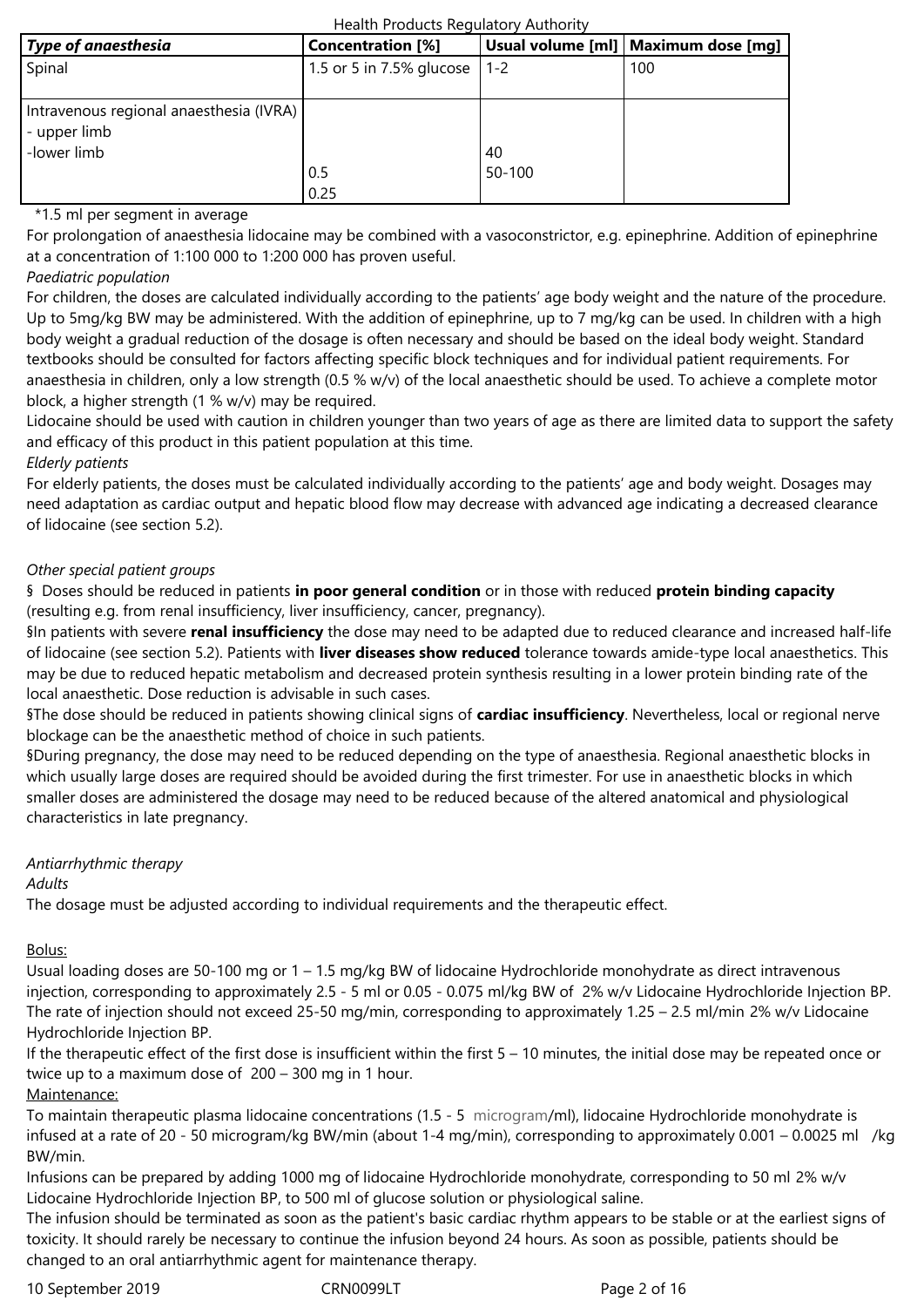| *Type of anaesthesia* | Concentration [%] | Usual volume [ml] | Maximum dose [mg] |
|---|---|---|---|
| Spinal | 1.5 or 5 in 7.5% glucose | 1-2 | 100 |
| Intravenous regional anaesthesia (IVRA)<br>- upper limb<br>-lower limb | <br><br><br>0.5<br>0.25 | <br><br>40<br>50-100 | |

*1.5 ml per segment in average

For prolongation of anaesthesia lidocaine may be combined with a vasoconstrictor, e.g. epinephrine. Addition of epinephrine at a concentration of 1:100 000 to 1:200 000 has proven useful.

*Paediatric population*

For children, the doses are calculated individually according to the patients' age body weight and the nature of the procedure. Up to 5mg/kg BW may be administered. With the addition of epinephrine, up to 7 mg/kg can be used. In children with a high body weight a gradual reduction of the dosage is often necessary and should be based on the ideal body weight. Standard textbooks should be consulted for factors affecting specific block techniques and for individual patient requirements. For anaesthesia in children, only a low strength (0.5 % w/v) of the local anaesthetic should be used. To achieve a complete motor block, a higher strength (1 % w/v) may be required.

Lidocaine should be used with caution in children younger than two years of age as there are limited data to support the safety and efficacy of this product in this patient population at this time.

*Elderly patients*

For elderly patients, the doses must be calculated individually according to the patients' age and body weight. Dosages may need adaptation as cardiac output and hepatic blood flow may decrease with advanced age indicating a decreased clearance of lidocaine (see section 5.2).

*Other special patient groups*

§ Doses should be reduced in patients **in poor general condition** or in those with reduced **protein binding capacity** (resulting e.g. from renal insufficiency, liver insufficiency, cancer, pregnancy).

§In patients with severe **renal insufficiency** the dose may need to be adapted due to reduced clearance and increased half-life of lidocaine (see section 5.2). Patients with **liver diseases show reduced** tolerance towards amide-type local anaesthetics. This may be due to reduced hepatic metabolism and decreased protein synthesis resulting in a lower protein binding rate of the local anaesthetic. Dose reduction is advisable in such cases.

§The dose should be reduced in patients showing clinical signs of **cardiac insufficiency**. Nevertheless, local or regional nerve blockage can be the anaesthetic method of choice in such patients.

§During pregnancy, the dose may need to be reduced depending on the type of anaesthesia. Regional anaesthetic blocks in which usually large doses are required should be avoided during the first trimester. For use in anaesthetic blocks in which smaller doses are administered the dosage may need to be reduced because of the altered anatomical and physiological characteristics in late pregnancy.

*Antiarrhythmic therapy*

*Adults*

The dosage must be adjusted according to individual requirements and the therapeutic effect.

Bolus:

Usual loading doses are 50-100 mg or 1 – 1.5 mg/kg BW of lidocaine Hydrochloride monohydrate as direct intravenous injection, corresponding to approximately 2.5 - 5 ml or 0.05 - 0.075 ml/kg BW of 2% w/v Lidocaine Hydrochloride Injection BP. The rate of injection should not exceed 25-50 mg/min, corresponding to approximately 1.25 – 2.5 ml/min 2% w/v Lidocaine Hydrochloride Injection BP.

If the therapeutic effect of the first dose is insufficient within the first 5 – 10 minutes, the initial dose may be repeated once or twice up to a maximum dose of 200 – 300 mg in 1 hour.

Maintenance:

To maintain therapeutic plasma lidocaine concentrations (1.5 - 5 microgram/ml), lidocaine Hydrochloride monohydrate is infused at a rate of 20 - 50 microgram/kg BW/min (about 1-4 mg/min), corresponding to approximately 0.001 – 0.0025 ml /kg BW/min.

Infusions can be prepared by adding 1000 mg of lidocaine Hydrochloride monohydrate, corresponding to 50 ml 2% w/v Lidocaine Hydrochloride Injection BP, to 500 ml of glucose solution or physiological saline.

The infusion should be terminated as soon as the patient's basic cardiac rhythm appears to be stable or at the earliest signs of toxicity. It should rarely be necessary to continue the infusion beyond 24 hours. As soon as possible, patients should be changed to an oral antiarrhythmic agent for maintenance therapy.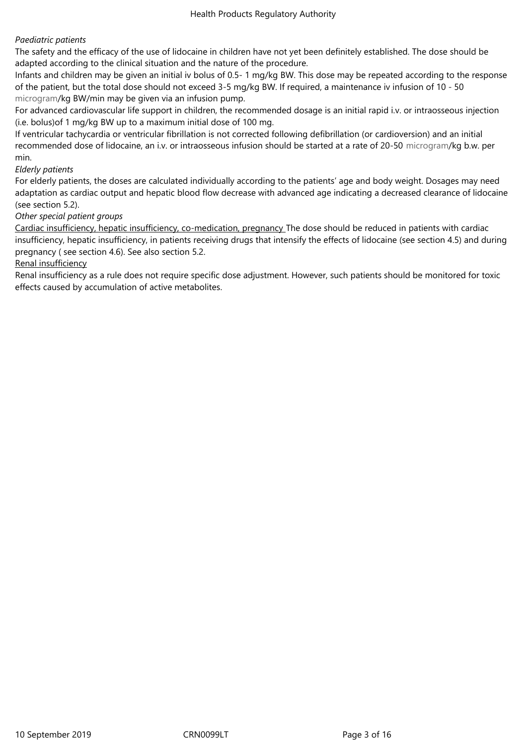*Paediatric patients*

The safety and the efficacy of the use of lidocaine in children have not yet been definitely established. The dose should be adapted according to the clinical situation and the nature of the procedure.

Infants and children may be given an initial iv bolus of 0.5- 1 mg/kg BW. This dose may be repeated according to the response of the patient, but the total dose should not exceed 3-5 mg/kg BW. If required, a maintenance iv infusion of 10 - 50 microgram/kg BW/min may be given via an infusion pump.

For advanced cardiovascular life support in children, the recommended dosage is an initial rapid i.v. or intraosseous injection (i.e. bolus)of 1 mg/kg BW up to a maximum initial dose of 100 mg.

If ventricular tachycardia or ventricular fibrillation is not corrected following defibrillation (or cardioversion) and an initial recommended dose of lidocaine, an i.v. or intraosseous infusion should be started at a rate of 20-50 microgram/kg b.w. per min.

*Elderly patients*

For elderly patients, the doses are calculated individually according to the patients' age and body weight. Dosages may need adaptation as cardiac output and hepatic blood flow decrease with advanced age indicating a decreased clearance of lidocaine (see section 5.2).

*Other special patient groups*

Cardiac insufficiency, hepatic insufficiency, co-medication, pregnancy The dose should be reduced in patients with cardiac insufficiency, hepatic insufficiency, in patients receiving drugs that intensify the effects of lidocaine (see section 4.5) and during pregnancy ( see section 4.6). See also section 5.2.

Renal insufficiency

Renal insufficiency as a rule does not require specific dose adjustment. However, such patients should be monitored for toxic effects caused by accumulation of active metabolites.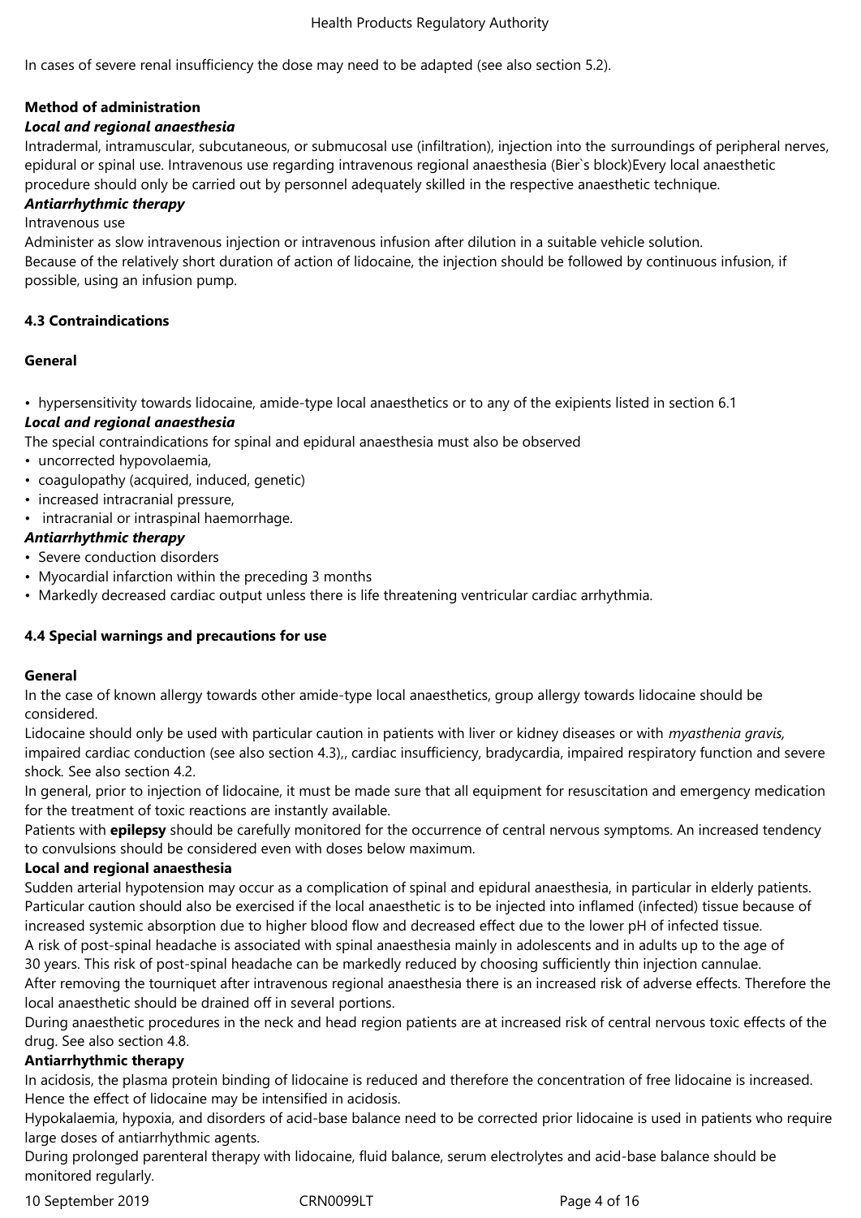In cases of severe renal insufficiency the dose may need to be adapted (see also section 5.2).

**Method of administration**

***Local and regional anaesthesia***

Intradermal, intramuscular, subcutaneous, or submucosal use (infiltration), injection into the surroundings of peripheral nerves, epidural or spinal use. Intravenous use regarding intravenous regional anaesthesia (Bier`s block)Every local anaesthetic procedure should only be carried out by personnel adequately skilled in the respective anaesthetic technique.

***Antiarrhythmic therapy***

Intravenous use

Administer as slow intravenous injection or intravenous infusion after dilution in a suitable vehicle solution.

Because of the relatively short duration of action of lidocaine, the injection should be followed by continuous infusion, if possible, using an infusion pump.

**4.3 Contraindications**

**General**

- hypersensitivity towards lidocaine, amide-type local anaesthetics or to any of the exipients listed in section 6.1

***Local and regional anaesthesia***

The special contraindications for spinal and epidural anaesthesia must also be observed

- uncorrected hypovolaemia,
- coagulopathy (acquired, induced, genetic)
- increased intracranial pressure,
- intracranial or intraspinal haemorrhage.

***Antiarrhythmic therapy***

- Severe conduction disorders
- Myocardial infarction within the preceding 3 months
- Markedly decreased cardiac output unless there is life threatening ventricular cardiac arrhythmia.

**4.4 Special warnings and precautions for use**

**General**

In the case of known allergy towards other amide-type local anaesthetics, group allergy towards lidocaine should be considered.

Lidocaine should only be used with particular caution in patients with liver or kidney diseases or with *myasthenia gravis*, impaired cardiac conduction (see also section 4.3),, cardiac insufficiency, bradycardia, impaired respiratory function and severe shock. See also section 4.2.

In general, prior to injection of lidocaine, it must be made sure that all equipment for resuscitation and emergency medication for the treatment of toxic reactions are instantly available.

Patients with **epilepsy** should be carefully monitored for the occurrence of central nervous symptoms. An increased tendency to convulsions should be considered even with doses below maximum.

**Local and regional anaesthesia**

Sudden arterial hypotension may occur as a complication of spinal and epidural anaesthesia, in particular in elderly patients. Particular caution should also be exercised if the local anaesthetic is to be injected into inflamed (infected) tissue because of increased systemic absorption due to higher blood flow and decreased effect due to the lower pH of infected tissue.

A risk of post-spinal headache is associated with spinal anaesthesia mainly in adolescents and in adults up to the age of 30 years. This risk of post-spinal headache can be markedly reduced by choosing sufficiently thin injection cannulae.

After removing the tourniquet after intravenous regional anaesthesia there is an increased risk of adverse effects. Therefore the local anaesthetic should be drained off in several portions.

During anaesthetic procedures in the neck and head region patients are at increased risk of central nervous toxic effects of the drug. See also section 4.8.

**Antiarrhythmic therapy**

In acidosis, the plasma protein binding of lidocaine is reduced and therefore the concentration of free lidocaine is increased. Hence the effect of lidocaine may be intensified in acidosis.

Hypokalaemia, hypoxia, and disorders of acid-base balance need to be corrected prior lidocaine is used in patients who require large doses of antiarrhythmic agents.

During prolonged parenteral therapy with lidocaine, fluid balance, serum electrolytes and acid-base balance should be monitored regularly.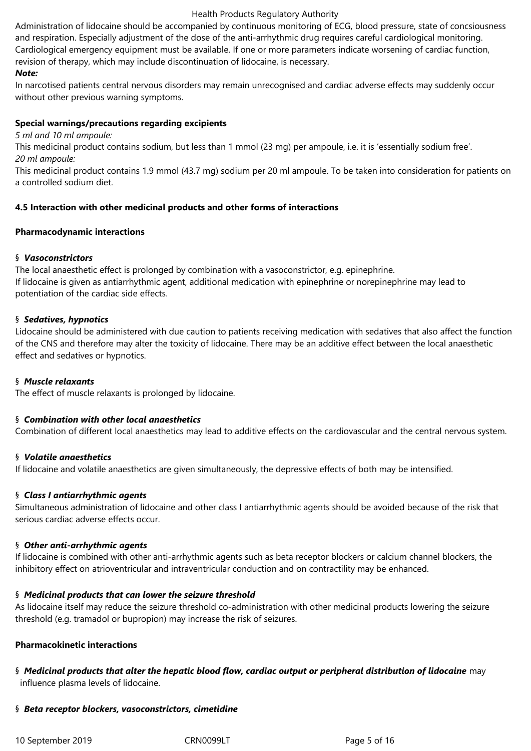Administration of lidocaine should be accompanied by continuous monitoring of ECG, blood pressure, state of concsiousness and respiration. Especially adjustment of the dose of the anti-arrhythmic drug requires careful cardiological monitoring. Cardiological emergency equipment must be available. If one or more parameters indicate worsening of cardiac function, revision of therapy, which may include discontinuation of lidocaine, is necessary.

***Note:***

In narcotised patients central nervous disorders may remain unrecognised and cardiac adverse effects may suddenly occur without other previous warning symptoms.

**Special warnings/precautions regarding excipients**

*5 ml and 10 ml ampoule:*

This medicinal product contains sodium, but less than 1 mmol (23 mg) per ampoule, i.e. it is 'essentially sodium free'.

*20 ml ampoule:*

This medicinal product contains 1.9 mmol (43.7 mg) sodium per 20 ml ampoule. To be taken into consideration for patients on a controlled sodium diet.

**4.5 Interaction with other medicinal products and other forms of interactions**

**Pharmacodynamic interactions**

§ ***Vasoconstrictors***

The local anaesthetic effect is prolonged by combination with a vasoconstrictor, e.g. epinephrine.
If lidocaine is given as antiarrhythmic agent, additional medication with epinephrine or norepinephrine may lead to potentiation of the cardiac side effects.

§ ***Sedatives, hypnotics***

Lidocaine should be administered with due caution to patients receiving medication with sedatives that also affect the function of the CNS and therefore may alter the toxicity of lidocaine. There may be an additive effect between the local anaesthetic effect and sedatives or hypnotics.

§ ***Muscle relaxants***

The effect of muscle relaxants is prolonged by lidocaine.

§ ***Combination with other local anaesthetics***

Combination of different local anaesthetics may lead to additive effects on the cardiovascular and the central nervous system.

§ ***Volatile anaesthetics***

If lidocaine and volatile anaesthetics are given simultaneously, the depressive effects of both may be intensified.

§ ***Class I antiarrhythmic agents***

Simultaneous administration of lidocaine and other class I antiarrhythmic agents should be avoided because of the risk that serious cardiac adverse effects occur.

§ ***Other anti-arrhythmic agents***

If lidocaine is combined with other anti-arrhythmic agents such as beta receptor blockers or calcium channel blockers, the inhibitory effect on atrioventricular and intraventricular conduction and on contractility may be enhanced.

§ ***Medicinal products that can lower the seizure threshold***

As lidocaine itself may reduce the seizure threshold co-administration with other medicinal products lowering the seizure threshold (e.g. tramadol or bupropion) may increase the risk of seizures.

**Pharmacokinetic interactions**

§ ***Medicinal products that alter the hepatic blood flow, cardiac output or peripheral distribution of lidocaine*** may influence plasma levels of lidocaine.

§ ***Beta receptor blockers, vasoconstrictors, cimetidine***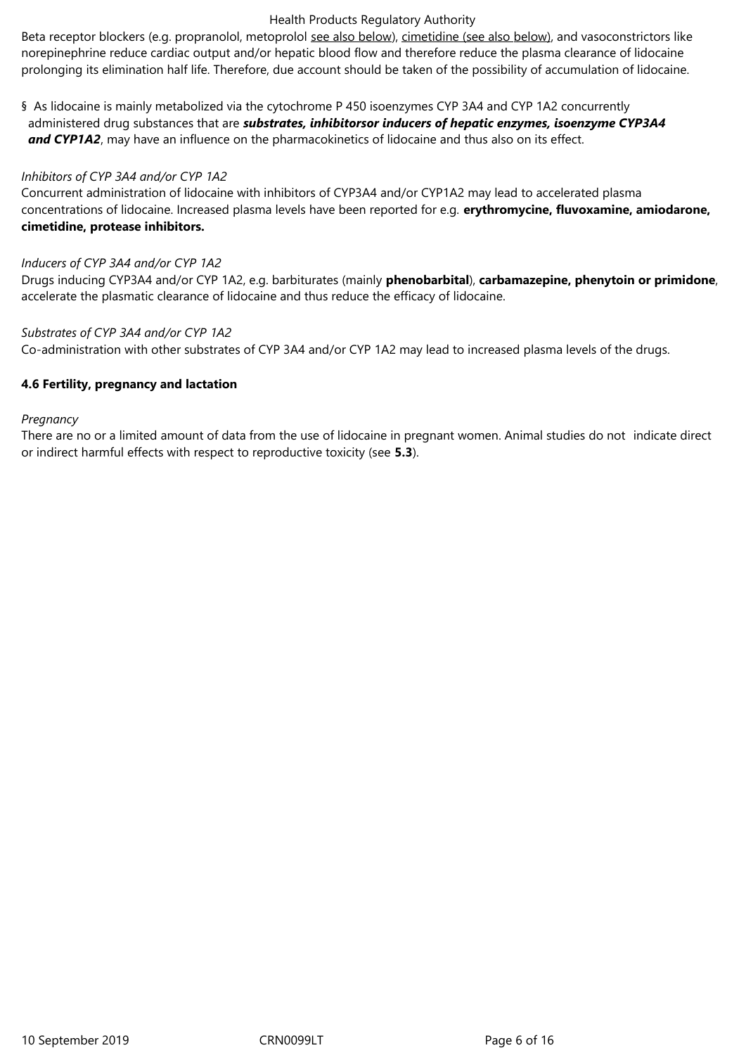Beta receptor blockers (e.g. propranolol, metoprolol see also below), cimetidine (see also below), and vasoconstrictors like norepinephrine reduce cardiac output and/or hepatic blood flow and therefore reduce the plasma clearance of lidocaine prolonging its elimination half life. Therefore, due account should be taken of the possibility of accumulation of lidocaine.

§ As lidocaine is mainly metabolized via the cytochrome P 450 isoenzymes CYP 3A4 and CYP 1A2 concurrently administered drug substances that are ***substrates, inhibitorsor inducers of hepatic enzymes, isoenzyme CYP3A4 and CYP1A2***, may have an influence on the pharmacokinetics of lidocaine and thus also on its effect.

*Inhibitors of CYP 3A4 and/or CYP 1A2*

Concurrent administration of lidocaine with inhibitors of CYP3A4 and/or CYP1A2 may lead to accelerated plasma concentrations of lidocaine. Increased plasma levels have been reported for e.g. **erythromycine, fluvoxamine, amiodarone, cimetidine, protease inhibitors.**

*Inducers of CYP 3A4 and/or CYP 1A2*

Drugs inducing CYP3A4 and/or CYP 1A2, e.g. barbiturates (mainly **phenobarbital**), **carbamazepine, phenytoin or primidone**, accelerate the plasmatic clearance of lidocaine and thus reduce the efficacy of lidocaine.

*Substrates of CYP 3A4 and/or CYP 1A2*

Co-administration with other substrates of CYP 3A4 and/or CYP 1A2 may lead to increased plasma levels of the drugs.

### 4.6 Fertility, pregnancy and lactation

*Pregnancy*

There are no or a limited amount of data from the use of lidocaine in pregnant women. Animal studies do not indicate direct or indirect harmful effects with respect to reproductive toxicity (see **5.3**).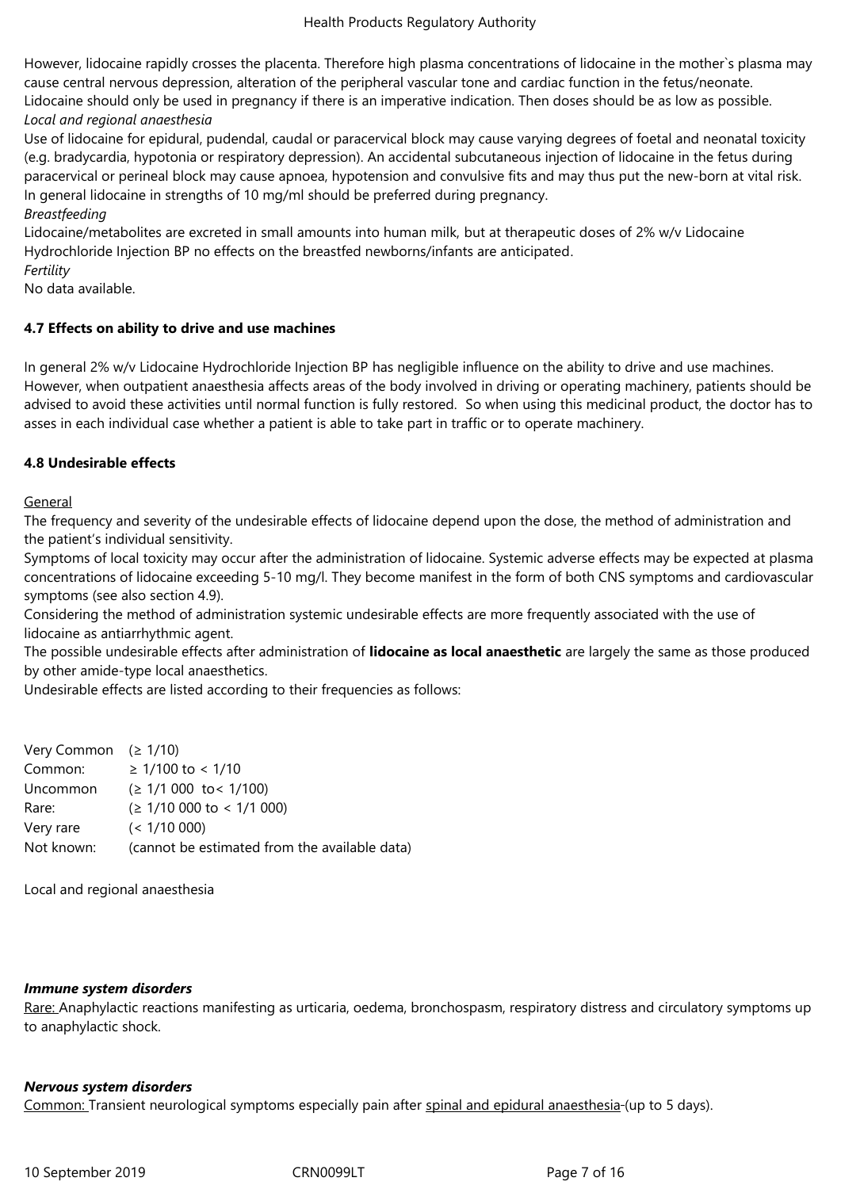However, lidocaine rapidly crosses the placenta. Therefore high plasma concentrations of lidocaine in the mother`s plasma may cause central nervous depression, alteration of the peripheral vascular tone and cardiac function in the fetus/neonate. Lidocaine should only be used in pregnancy if there is an imperative indication. Then doses should be as low as possible.

*Local and regional anaesthesia*

Use of lidocaine for epidural, pudendal, caudal or paracervical block may cause varying degrees of foetal and neonatal toxicity (e.g. bradycardia, hypotonia or respiratory depression). An accidental subcutaneous injection of lidocaine in the fetus during paracervical or perineal block may cause apnoea, hypotension and convulsive fits and may thus put the new-born at vital risk. In general lidocaine in strengths of 10 mg/ml should be preferred during pregnancy.

*Breastfeeding*

Lidocaine/metabolites are excreted in small amounts into human milk, but at therapeutic doses of 2% w/v Lidocaine Hydrochloride Injection BP no effects on the breastfed newborns/infants are anticipated.

*Fertility*

No data available.

**4.7 Effects on ability to drive and use machines**

In general 2% w/v Lidocaine Hydrochloride Injection BP has negligible influence on the ability to drive and use machines. However, when outpatient anaesthesia affects areas of the body involved in driving or operating machinery, patients should be advised to avoid these activities until normal function is fully restored. So when using this medicinal product, the doctor has to asses in each individual case whether a patient is able to take part in traffic or to operate machinery.

**4.8 Undesirable effects**

General

The frequency and severity of the undesirable effects of lidocaine depend upon the dose, the method of administration and the patient's individual sensitivity.

Symptoms of local toxicity may occur after the administration of lidocaine. Systemic adverse effects may be expected at plasma concentrations of lidocaine exceeding 5-10 mg/l. They become manifest in the form of both CNS symptoms and cardiovascular symptoms (see also section 4.9).

Considering the method of administration systemic undesirable effects are more frequently associated with the use of lidocaine as antiarrhythmic agent.

The possible undesirable effects after administration of **lidocaine as local anaesthetic** are largely the same as those produced by other amide-type local anaesthetics.

Undesirable effects are listed according to their frequencies as follows:

| | |
|---|---|
| Very Common | (≥ 1/10) |
| Common: | ≥ 1/100 to < 1/10 |
| Uncommon | (≥ 1/1 000 to< 1/100) |
| Rare: | (≥ 1/10 000 to < 1/1 000) |
| Very rare | (< 1/10 000) |
| Not known: | (cannot be estimated from the available data) |

Local and regional anaesthesia

***Immune system disorders***

Rare: Anaphylactic reactions manifesting as urticaria, oedema, bronchospasm, respiratory distress and circulatory symptoms up to anaphylactic shock.

***Nervous system disorders***

Common: Transient neurological symptoms especially pain after spinal and epidural anaesthesia-(up to 5 days).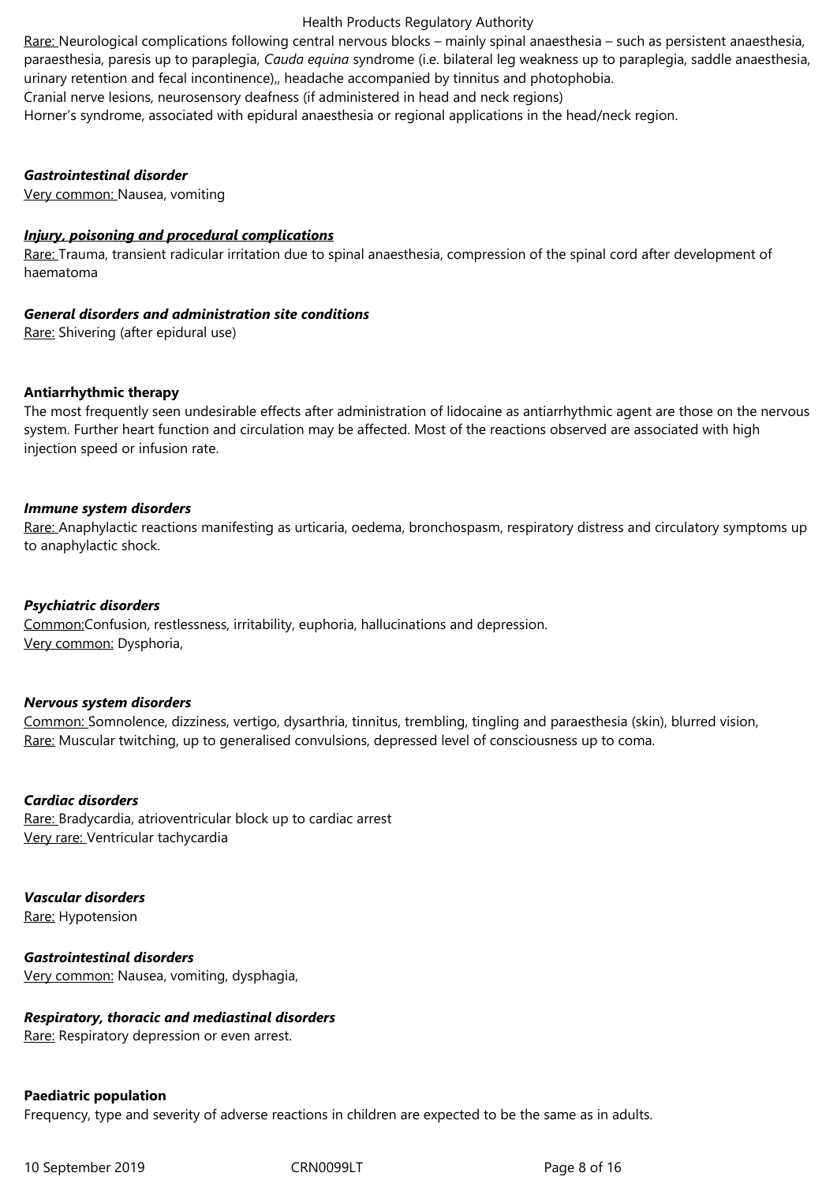Rare: Neurological complications following central nervous blocks – mainly spinal anaesthesia – such as persistent anaesthesia, paraesthesia, paresis up to paraplegia, *Cauda equina* syndrome (i.e. bilateral leg weakness up to paraplegia, saddle anaesthesia, urinary retention and fecal incontinence),, headache accompanied by tinnitus and photophobia.
Cranial nerve lesions, neurosensory deafness (if administered in head and neck regions)
Horner's syndrome, associated with epidural anaesthesia or regional applications in the head/neck region.

***Gastrointestinal disorder***
Very common: Nausea, vomiting

***Injury, poisoning and procedural complications***
Rare: Trauma, transient radicular irritation due to spinal anaesthesia, compression of the spinal cord after development of haematoma

***General disorders and administration site conditions***
Rare: Shivering (after epidural use)

**Antiarrhythmic therapy**
The most frequently seen undesirable effects after administration of lidocaine as antiarrhythmic agent are those on the nervous system. Further heart function and circulation may be affected. Most of the reactions observed are associated with high injection speed or infusion rate.

***Immune system disorders***
Rare: Anaphylactic reactions manifesting as urticaria, oedema, bronchospasm, respiratory distress and circulatory symptoms up to anaphylactic shock.

***Psychiatric disorders***
Common:Confusion, restlessness, irritability, euphoria, hallucinations and depression.
Very common: Dysphoria,

***Nervous system disorders***
Common: Somnolence, dizziness, vertigo, dysarthria, tinnitus, trembling, tingling and paraesthesia (skin), blurred vision,
Rare: Muscular twitching, up to generalised convulsions, depressed level of consciousness up to coma.

***Cardiac disorders***
Rare: Bradycardia, atrioventricular block up to cardiac arrest
Very rare: Ventricular tachycardia

***Vascular disorders***
Rare: Hypotension

***Gastrointestinal disorders***
Very common: Nausea, vomiting, dysphagia,

***Respiratory, thoracic and mediastinal disorders***
Rare: Respiratory depression or even arrest.

**Paediatric population**
Frequency, type and severity of adverse reactions in children are expected to be the same as in adults.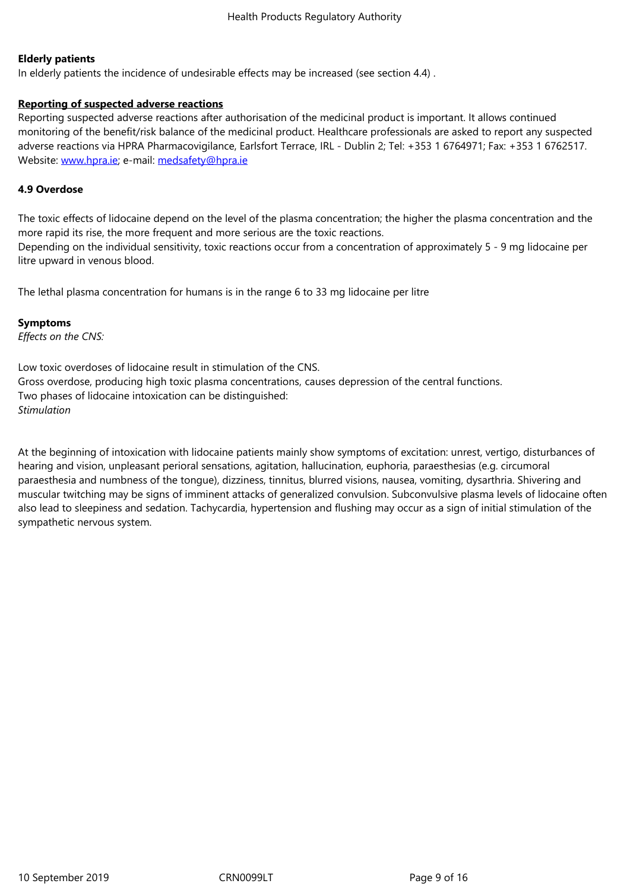**Elderly patients**

In elderly patients the incidence of undesirable effects may be increased (see section 4.4) .

**Reporting of suspected adverse reactions**

Reporting suspected adverse reactions after authorisation of the medicinal product is important. It allows continued monitoring of the benefit/risk balance of the medicinal product. Healthcare professionals are asked to report any suspected adverse reactions via HPRA Pharmacovigilance, Earlsfort Terrace, IRL - Dublin 2; Tel: +353 1 6764971; Fax: +353 1 6762517. Website: www.hpra.ie; e-mail: medsafety@hpra.ie

**4.9 Overdose**

The toxic effects of lidocaine depend on the level of the plasma concentration; the higher the plasma concentration and the more rapid its rise, the more frequent and more serious are the toxic reactions.

Depending on the individual sensitivity, toxic reactions occur from a concentration of approximately 5 - 9 mg lidocaine per litre upward in venous blood.

The lethal plasma concentration for humans is in the range 6 to 33 mg lidocaine per litre

**Symptoms**

*Effects on the CNS:*

Low toxic overdoses of lidocaine result in stimulation of the CNS.

Gross overdose, producing high toxic plasma concentrations, causes depression of the central functions.

Two phases of lidocaine intoxication can be distinguished:

*Stimulation*

At the beginning of intoxication with lidocaine patients mainly show symptoms of excitation: unrest, vertigo, disturbances of hearing and vision, unpleasant perioral sensations, agitation, hallucination, euphoria, paraesthesias (e.g. circumoral paraesthesia and numbness of the tongue), dizziness, tinnitus, blurred visions, nausea, vomiting, dysarthria. Shivering and muscular twitching may be signs of imminent attacks of generalized convulsion. Subconvulsive plasma levels of lidocaine often also lead to sleepiness and sedation. Tachycardia, hypertension and flushing may occur as a sign of initial stimulation of the sympathetic nervous system.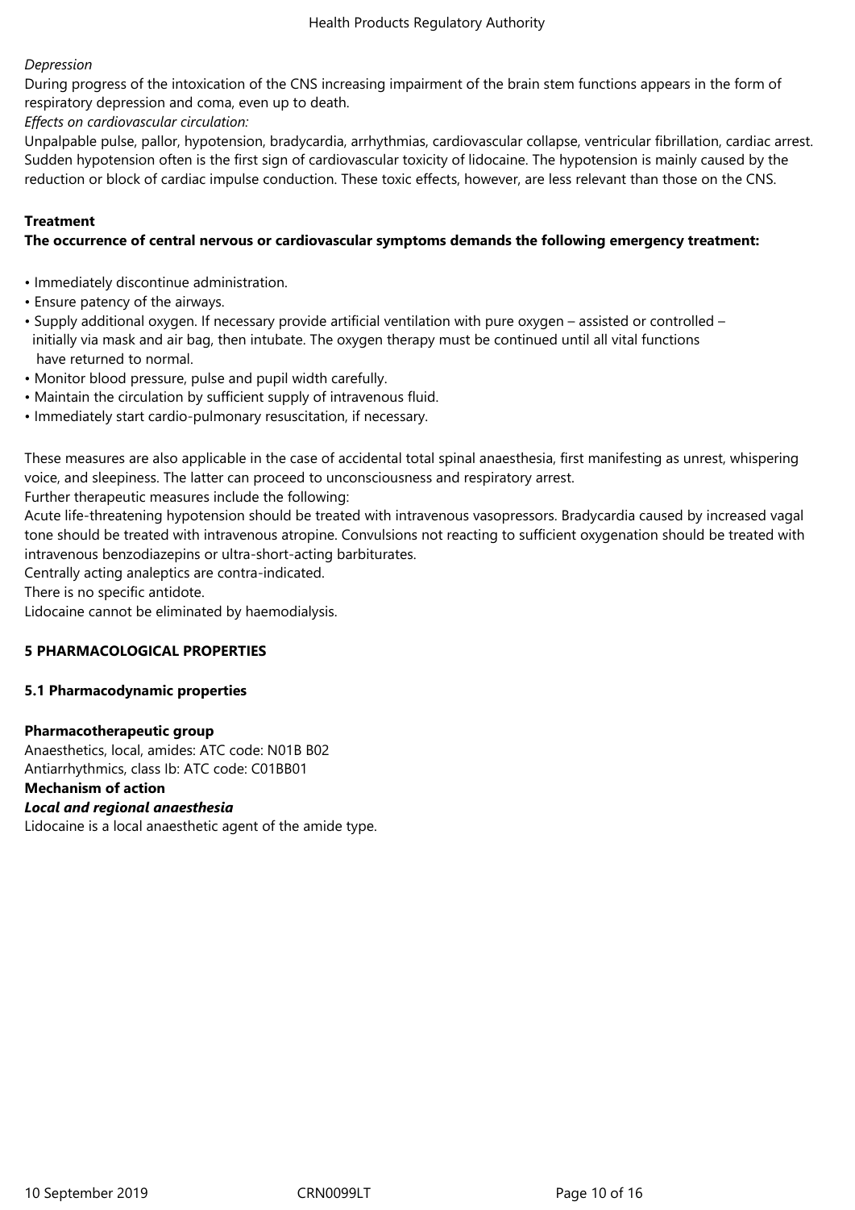*Depression*

During progress of the intoxication of the CNS increasing impairment of the brain stem functions appears in the form of respiratory depression and coma, even up to death.

*Effects on cardiovascular circulation:*

Unpalpable pulse, pallor, hypotension, bradycardia, arrhythmias, cardiovascular collapse, ventricular fibrillation, cardiac arrest. Sudden hypotension often is the first sign of cardiovascular toxicity of lidocaine. The hypotension is mainly caused by the reduction or block of cardiac impulse conduction. These toxic effects, however, are less relevant than those on the CNS.

**Treatment**

**The occurrence of central nervous or cardiovascular symptoms demands the following emergency treatment:**

- Immediately discontinue administration.
- Ensure patency of the airways.
- Supply additional oxygen. If necessary provide artificial ventilation with pure oxygen – assisted or controlled – initially via mask and air bag, then intubate. The oxygen therapy must be continued until all vital functions have returned to normal.
- Monitor blood pressure, pulse and pupil width carefully.
- Maintain the circulation by sufficient supply of intravenous fluid.
- Immediately start cardio-pulmonary resuscitation, if necessary.

These measures are also applicable in the case of accidental total spinal anaesthesia, first manifesting as unrest, whispering voice, and sleepiness. The latter can proceed to unconsciousness and respiratory arrest.

Further therapeutic measures include the following:

Acute life-threatening hypotension should be treated with intravenous vasopressors. Bradycardia caused by increased vagal tone should be treated with intravenous atropine. Convulsions not reacting to sufficient oxygenation should be treated with intravenous benzodiazepins or ultra-short-acting barbiturates.

Centrally acting analeptics are contra-indicated.

There is no specific antidote.

Lidocaine cannot be eliminated by haemodialysis.

## 5 PHARMACOLOGICAL PROPERTIES

### 5.1 Pharmacodynamic properties

**Pharmacotherapeutic group**

Anaesthetics, local, amides: ATC code: N01B B02

Antiarrhythmics, class Ib: ATC code: C01BB01

**Mechanism of action**

***Local and regional anaesthesia***

Lidocaine is a local anaesthetic agent of the amide type.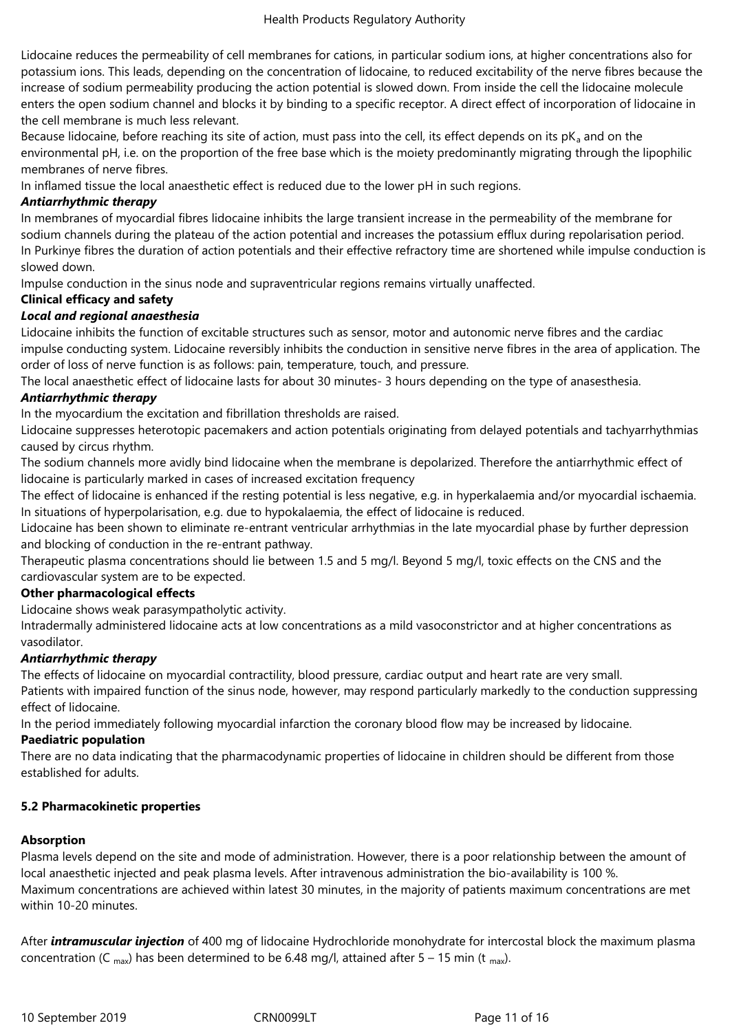Lidocaine reduces the permeability of cell membranes for cations, in particular sodium ions, at higher concentrations also for potassium ions. This leads, depending on the concentration of lidocaine, to reduced excitability of the nerve fibres because the increase of sodium permeability producing the action potential is slowed down. From inside the cell the lidocaine molecule enters the open sodium channel and blocks it by binding to a specific receptor. A direct effect of incorporation of lidocaine in the cell membrane is much less relevant.

Because lidocaine, before reaching its site of action, must pass into the cell, its effect depends on its $pK_a$ and on the environmental pH, i.e. on the proportion of the free base which is the moiety predominantly migrating through the lipophilic membranes of nerve fibres.

In inflamed tissue the local anaesthetic effect is reduced due to the lower pH in such regions.

***Antiarrhythmic therapy***

In membranes of myocardial fibres lidocaine inhibits the large transient increase in the permeability of the membrane for sodium channels during the plateau of the action potential and increases the potassium efflux during repolarisation period.

In Purkinye fibres the duration of action potentials and their effective refractory time are shortened while impulse conduction is slowed down.

Impulse conduction in the sinus node and supraventricular regions remains virtually unaffected.

**Clinical efficacy and safety**

***Local and regional anaesthesia***

Lidocaine inhibits the function of excitable structures such as sensor, motor and autonomic nerve fibres and the cardiac impulse conducting system. Lidocaine reversibly inhibits the conduction in sensitive nerve fibres in the area of application. The order of loss of nerve function is as follows: pain, temperature, touch, and pressure.

The local anaesthetic effect of lidocaine lasts for about 30 minutes- 3 hours depending on the type of anasesthesia.

***Antiarrhythmic therapy***

In the myocardium the excitation and fibrillation thresholds are raised.

Lidocaine suppresses heterotopic pacemakers and action potentials originating from delayed potentials and tachyarrhythmias caused by circus rhythm.

The sodium channels more avidly bind lidocaine when the membrane is depolarized. Therefore the antiarrhythmic effect of lidocaine is particularly marked in cases of increased excitation frequency

The effect of lidocaine is enhanced if the resting potential is less negative, e.g. in hyperkalaemia and/or myocardial ischaemia. In situations of hyperpolarisation, e.g. due to hypokalaemia, the effect of lidocaine is reduced.

Lidocaine has been shown to eliminate re-entrant ventricular arrhythmias in the late myocardial phase by further depression and blocking of conduction in the re-entrant pathway.

Therapeutic plasma concentrations should lie between 1.5 and 5 mg/l. Beyond 5 mg/l, toxic effects on the CNS and the cardiovascular system are to be expected.

**Other pharmacological effects**

Lidocaine shows weak parasympatholytic activity.

Intradermally administered lidocaine acts at low concentrations as a mild vasoconstrictor and at higher concentrations as vasodilator.

***Antiarrhythmic therapy***

The effects of lidocaine on myocardial contractility, blood pressure, cardiac output and heart rate are very small.

Patients with impaired function of the sinus node, however, may respond particularly markedly to the conduction suppressing effect of lidocaine.

In the period immediately following myocardial infarction the coronary blood flow may be increased by lidocaine.

**Paediatric population**

There are no data indicating that the pharmacodynamic properties of lidocaine in children should be different from those established for adults.

**5.2 Pharmacokinetic properties**

**Absorption**

Plasma levels depend on the site and mode of administration. However, there is a poor relationship between the amount of local anaesthetic injected and peak plasma levels. After intravenous administration the bio-availability is 100 %.

Maximum concentrations are achieved within latest 30 minutes, in the majority of patients maximum concentrations are met within 10-20 minutes.

After ***intramuscular injection*** of 400 mg of lidocaine Hydrochloride monohydrate for intercostal block the maximum plasma concentration ($C_{max}$) has been determined to be 6.48 mg/l, attained after 5 – 15 min ($t_{max}$).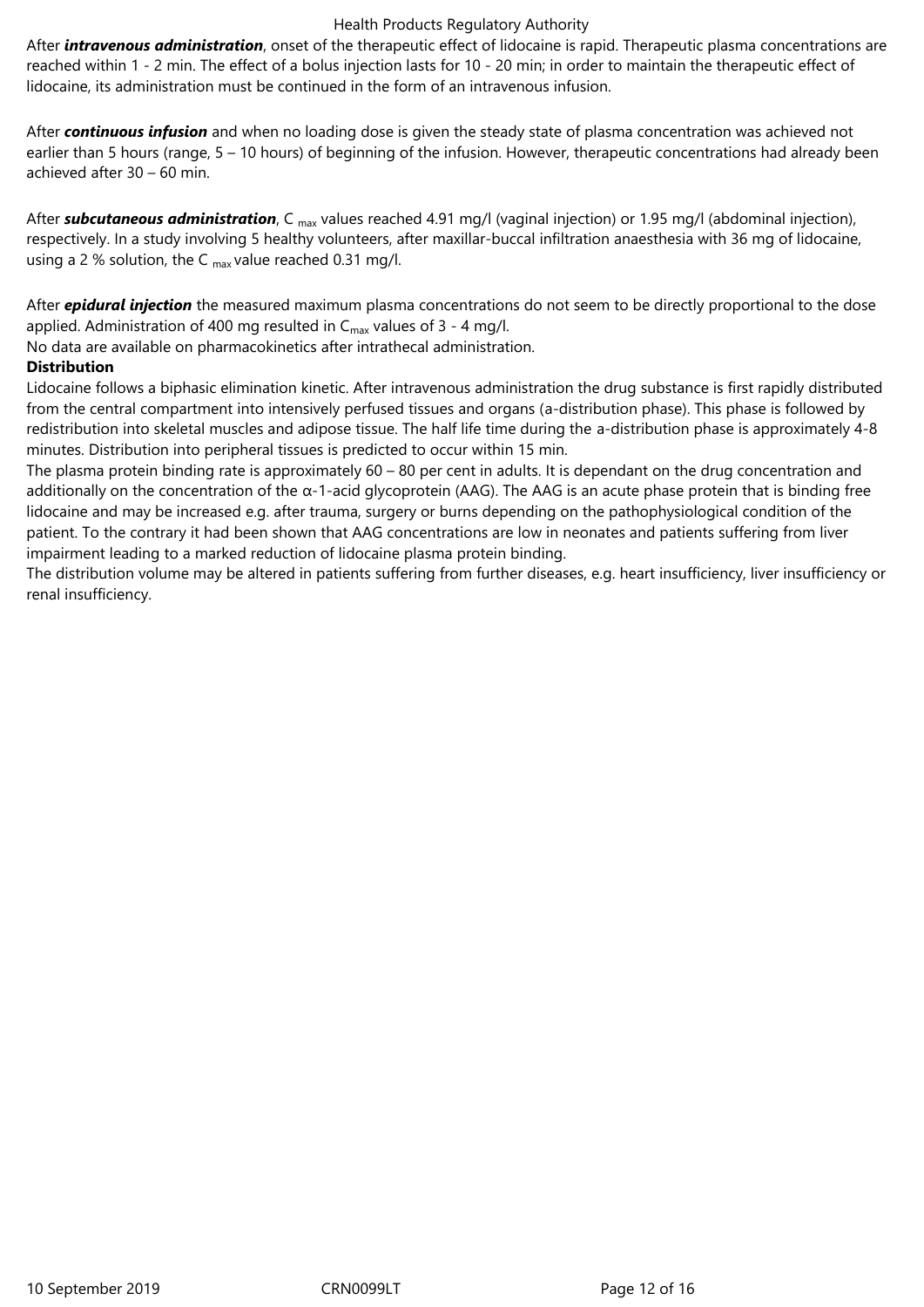After ***intravenous administration***, onset of the therapeutic effect of lidocaine is rapid. Therapeutic plasma concentrations are reached within 1 - 2 min. The effect of a bolus injection lasts for 10 - 20 min; in order to maintain the therapeutic effect of lidocaine, its administration must be continued in the form of an intravenous infusion.

After ***continuous infusion*** and when no loading dose is given the steady state of plasma concentration was achieved not earlier than 5 hours (range, 5 – 10 hours) of beginning of the infusion. However, therapeutic concentrations had already been achieved after 30 – 60 min.

After ***subcutaneous administration***, $C_{max}$ values reached 4.91 mg/l (vaginal injection) or 1.95 mg/l (abdominal injection), respectively. In a study involving 5 healthy volunteers, after maxillar-buccal infiltration anaesthesia with 36 mg of lidocaine, using a 2 % solution, the $C_{max}$ value reached 0.31 mg/l.

After ***epidural injection*** the measured maximum plasma concentrations do not seem to be directly proportional to the dose applied. Administration of 400 mg resulted in $C_{max}$ values of 3 - 4 mg/l.
No data are available on pharmacokinetics after intrathecal administration.

**Distribution**

Lidocaine follows a biphasic elimination kinetic. After intravenous administration the drug substance is first rapidly distributed from the central compartment into intensively perfused tissues and organs (a-distribution phase). This phase is followed by redistribution into skeletal muscles and adipose tissue. The half life time during the a-distribution phase is approximately 4-8 minutes. Distribution into peripheral tissues is predicted to occur within 15 min.

The plasma protein binding rate is approximately 60 – 80 per cent in adults. It is dependant on the drug concentration and additionally on the concentration of the α-1-acid glycoprotein (AAG). The AAG is an acute phase protein that is binding free lidocaine and may be increased e.g. after trauma, surgery or burns depending on the pathophysiological condition of the patient. To the contrary it had been shown that AAG concentrations are low in neonates and patients suffering from liver impairment leading to a marked reduction of lidocaine plasma protein binding.

The distribution volume may be altered in patients suffering from further diseases, e.g. heart insufficiency, liver insufficiency or renal insufficiency.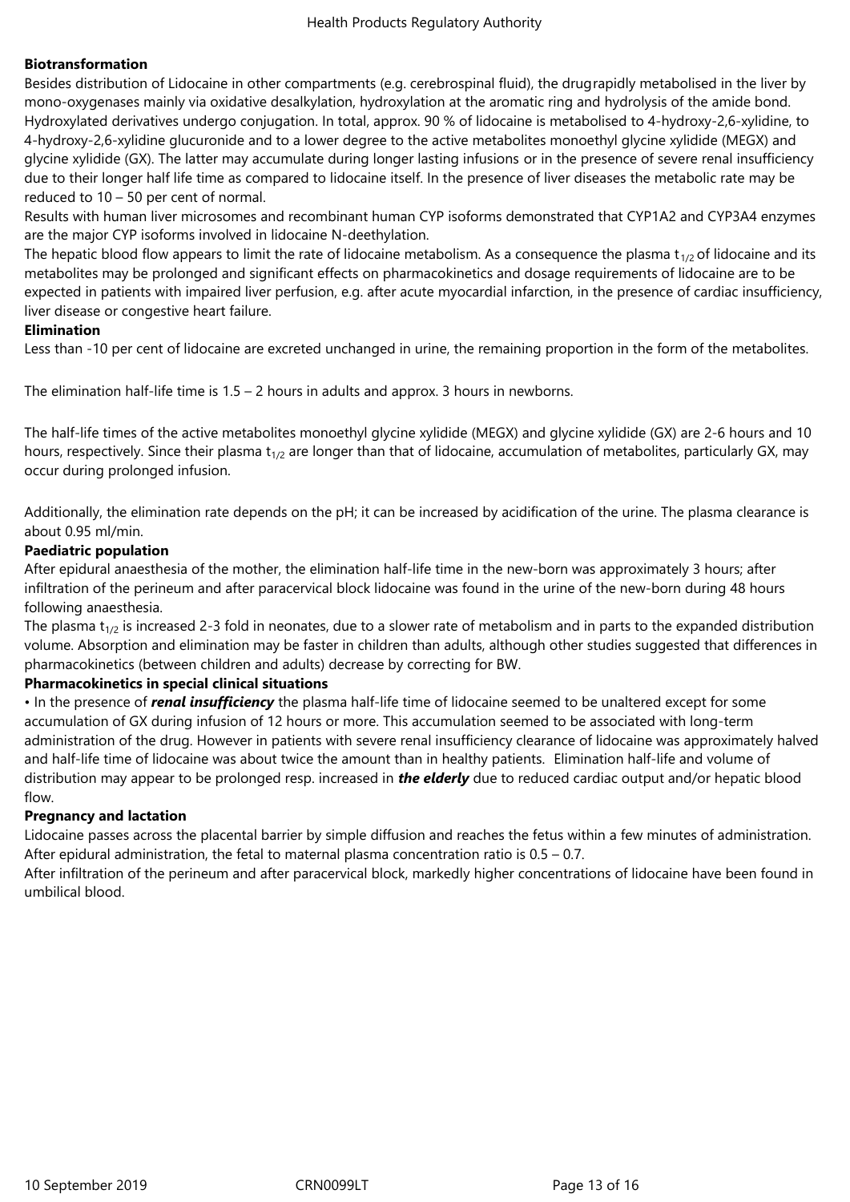**Biotransformation**

Besides distribution of Lidocaine in other compartments (e.g. cerebrospinal fluid), the drugrapidly metabolised in the liver by mono-oxygenases mainly via oxidative desalkylation, hydroxylation at the aromatic ring and hydrolysis of the amide bond. Hydroxylated derivatives undergo conjugation. In total, approx. 90 % of lidocaine is metabolised to 4-hydroxy-2,6-xylidine, to 4-hydroxy-2,6-xylidine glucuronide and to a lower degree to the active metabolites monoethyl glycine xylidide (MEGX) and glycine xylidide (GX). The latter may accumulate during longer lasting infusions or in the presence of severe renal insufficiency due to their longer half life time as compared to lidocaine itself. In the presence of liver diseases the metabolic rate may be reduced to 10 – 50 per cent of normal.

Results with human liver microsomes and recombinant human CYP isoforms demonstrated that CYP1A2 and CYP3A4 enzymes are the major CYP isoforms involved in lidocaine N-deethylation.

The hepatic blood flow appears to limit the rate of lidocaine metabolism. As a consequence the plasma $t_{1/2}$ of lidocaine and its metabolites may be prolonged and significant effects on pharmacokinetics and dosage requirements of lidocaine are to be expected in patients with impaired liver perfusion, e.g. after acute myocardial infarction, in the presence of cardiac insufficiency, liver disease or congestive heart failure.

**Elimination**

Less than -10 per cent of lidocaine are excreted unchanged in urine, the remaining proportion in the form of the metabolites.

The elimination half-life time is 1.5 – 2 hours in adults and approx. 3 hours in newborns.

The half-life times of the active metabolites monoethyl glycine xylidide (MEGX) and glycine xylidide (GX) are 2-6 hours and 10 hours, respectively. Since their plasma $t_{1/2}$ are longer than that of lidocaine, accumulation of metabolites, particularly GX, may occur during prolonged infusion.

Additionally, the elimination rate depends on the pH; it can be increased by acidification of the urine. The plasma clearance is about 0.95 ml/min.

**Paediatric population**

After epidural anaesthesia of the mother, the elimination half-life time in the new-born was approximately 3 hours; after infiltration of the perineum and after paracervical block lidocaine was found in the urine of the new-born during 48 hours following anaesthesia.

The plasma $t_{1/2}$ is increased 2-3 fold in neonates, due to a slower rate of metabolism and in parts to the expanded distribution volume. Absorption and elimination may be faster in children than adults, although other studies suggested that differences in pharmacokinetics (between children and adults) decrease by correcting for BW.

**Pharmacokinetics in special clinical situations**

• In the presence of ***renal insufficiency*** the plasma half-life time of lidocaine seemed to be unaltered except for some accumulation of GX during infusion of 12 hours or more. This accumulation seemed to be associated with long-term administration of the drug. However in patients with severe renal insufficiency clearance of lidocaine was approximately halved and half-life time of lidocaine was about twice the amount than in healthy patients. Elimination half-life and volume of distribution may appear to be prolonged resp. increased in ***the elderly*** due to reduced cardiac output and/or hepatic blood flow.

**Pregnancy and lactation**

Lidocaine passes across the placental barrier by simple diffusion and reaches the fetus within a few minutes of administration. After epidural administration, the fetal to maternal plasma concentration ratio is 0.5 – 0.7.

After infiltration of the perineum and after paracervical block, markedly higher concentrations of lidocaine have been found in umbilical blood.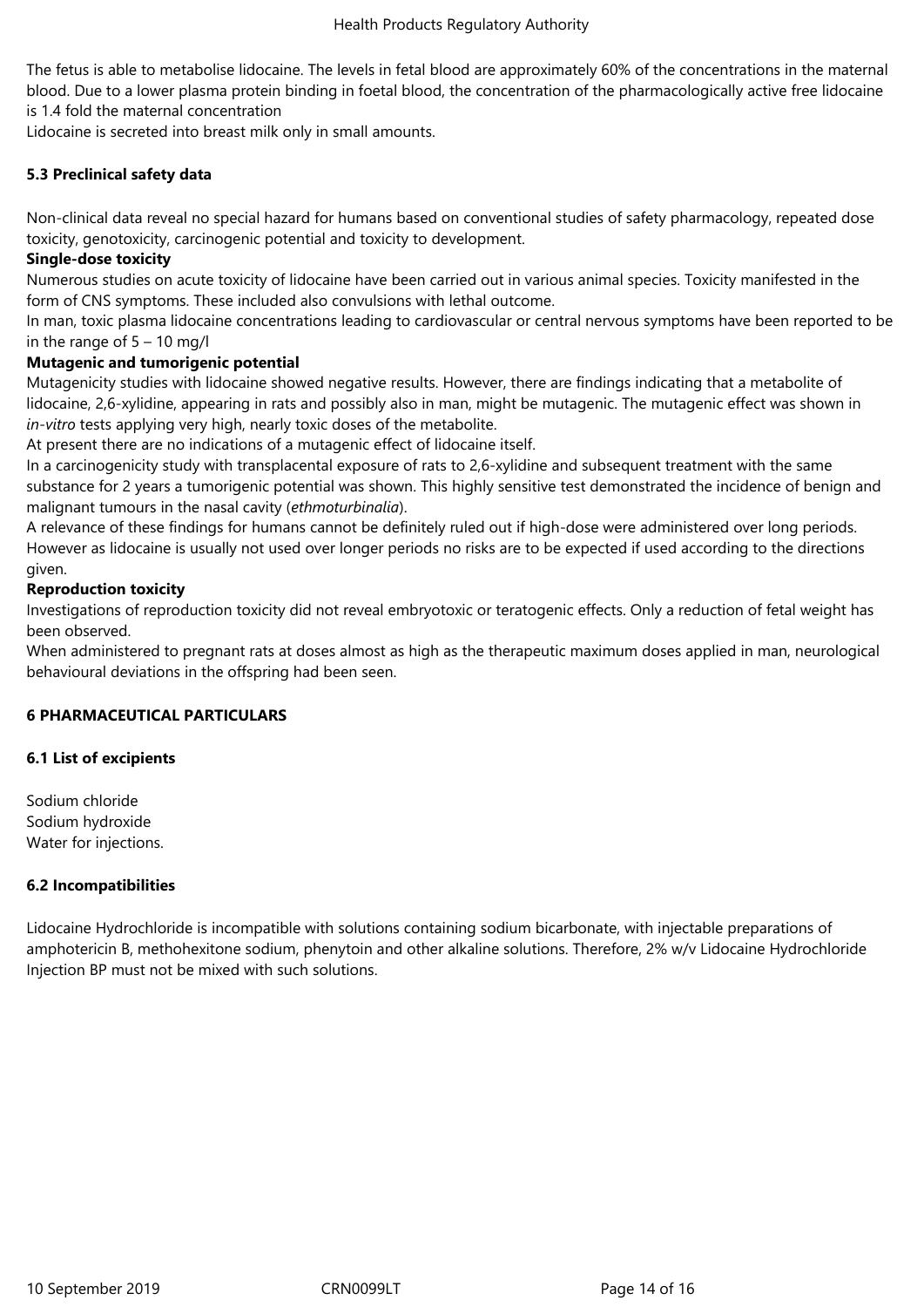The fetus is able to metabolise lidocaine. The levels in fetal blood are approximately 60% of the concentrations in the maternal blood. Due to a lower plasma protein binding in foetal blood, the concentration of the pharmacologically active free lidocaine is 1.4 fold the maternal concentration

Lidocaine is secreted into breast milk only in small amounts.

### 5.3 Preclinical safety data

Non-clinical data reveal no special hazard for humans based on conventional studies of safety pharmacology, repeated dose toxicity, genotoxicity, carcinogenic potential and toxicity to development.

**Single-dose toxicity**

Numerous studies on acute toxicity of lidocaine have been carried out in various animal species. Toxicity manifested in the form of CNS symptoms. These included also convulsions with lethal outcome.

In man, toxic plasma lidocaine concentrations leading to cardiovascular or central nervous symptoms have been reported to be in the range of 5 – 10 mg/l

**Mutagenic and tumorigenic potential**

Mutagenicity studies with lidocaine showed negative results. However, there are findings indicating that a metabolite of lidocaine, 2,6-xylidine, appearing in rats and possibly also in man, might be mutagenic. The mutagenic effect was shown in *in-vitro* tests applying very high, nearly toxic doses of the metabolite.

At present there are no indications of a mutagenic effect of lidocaine itself.

In a carcinogenicity study with transplacental exposure of rats to 2,6-xylidine and subsequent treatment with the same substance for 2 years a tumorigenic potential was shown. This highly sensitive test demonstrated the incidence of benign and malignant tumours in the nasal cavity (*ethmoturbinalia*).

A relevance of these findings for humans cannot be definitely ruled out if high-dose were administered over long periods. However as lidocaine is usually not used over longer periods no risks are to be expected if used according to the directions given.

**Reproduction toxicity**

Investigations of reproduction toxicity did not reveal embryotoxic or teratogenic effects. Only a reduction of fetal weight has been observed.

When administered to pregnant rats at doses almost as high as the therapeutic maximum doses applied in man, neurological behavioural deviations in the offspring had been seen.

## 6 PHARMACEUTICAL PARTICULARS

### 6.1 List of excipients

Sodium chloride
Sodium hydroxide
Water for injections.

### 6.2 Incompatibilities

Lidocaine Hydrochloride is incompatible with solutions containing sodium bicarbonate, with injectable preparations of amphotericin B, methohexitone sodium, phenytoin and other alkaline solutions. Therefore, 2% w/v Lidocaine Hydrochloride Injection BP must not be mixed with such solutions.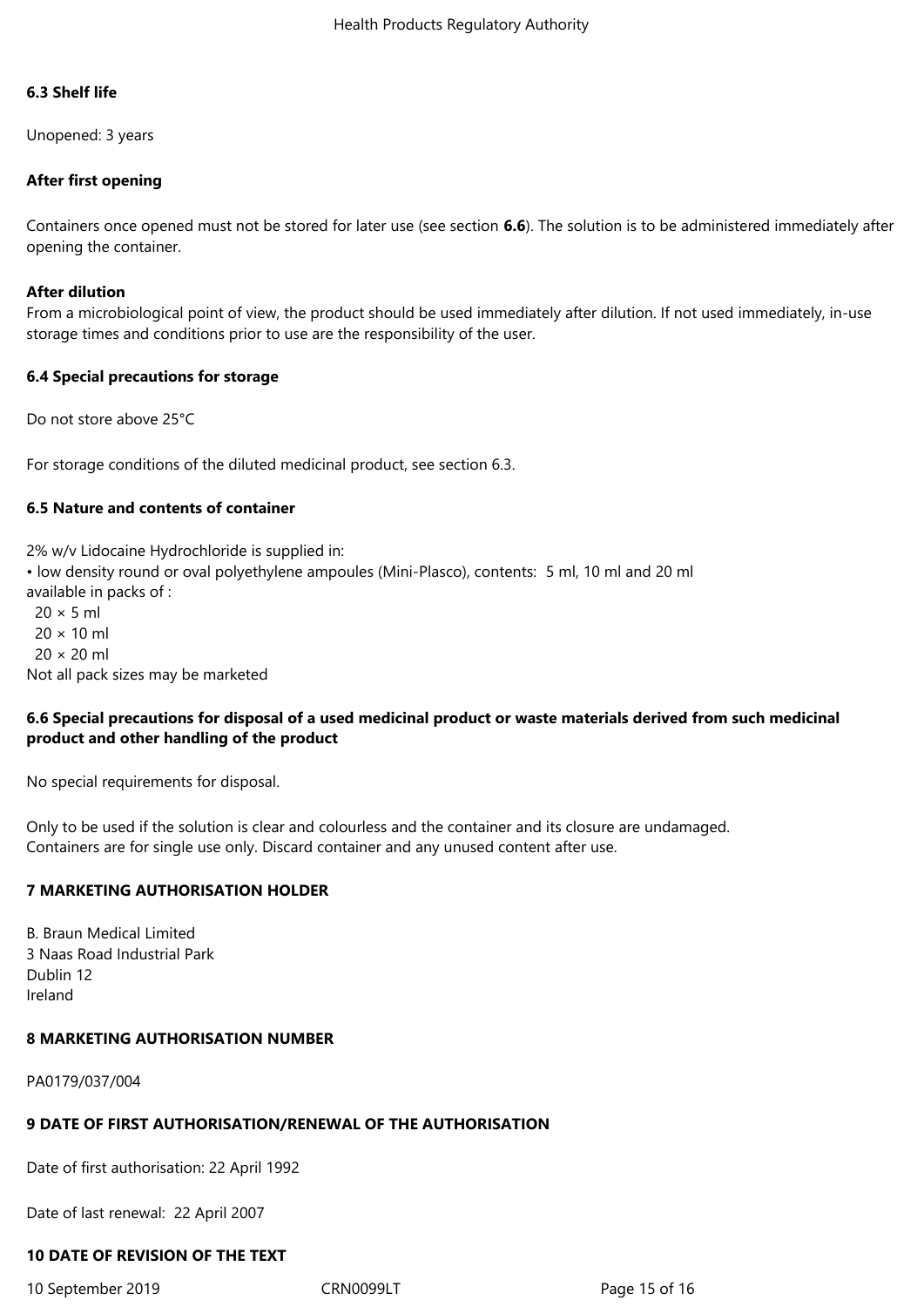**6.3 Shelf life**

Unopened: 3 years

**After first opening**

Containers once opened must not be stored for later use (see section **6.6**). The solution is to be administered immediately after opening the container.

**After dilution**

From a microbiological point of view, the product should be used immediately after dilution. If not used immediately, in-use storage times and conditions prior to use are the responsibility of the user.

**6.4 Special precautions for storage**

Do not store above 25°C

For storage conditions of the diluted medicinal product, see section 6.3.

**6.5 Nature and contents of container**

2% w/v Lidocaine Hydrochloride is supplied in:
• low density round or oval polyethylene ampoules (Mini-Plasco), contents: 5 ml, 10 ml and 20 ml
available in packs of :
20 × 5 ml
20 × 10 ml
20 × 20 ml
Not all pack sizes may be marketed

**6.6 Special precautions for disposal of a used medicinal product or waste materials derived from such medicinal product and other handling of the product**

No special requirements for disposal.

Only to be used if the solution is clear and colourless and the container and its closure are undamaged.
Containers are for single use only. Discard container and any unused content after use.

**7 MARKETING AUTHORISATION HOLDER**

B. Braun Medical Limited
3 Naas Road Industrial Park
Dublin 12
Ireland

**8 MARKETING AUTHORISATION NUMBER**

PA0179/037/004

**9 DATE OF FIRST AUTHORISATION/RENEWAL OF THE AUTHORISATION**

Date of first authorisation: 22 April 1992

Date of last renewal: 22 April 2007

**10 DATE OF REVISION OF THE TEXT**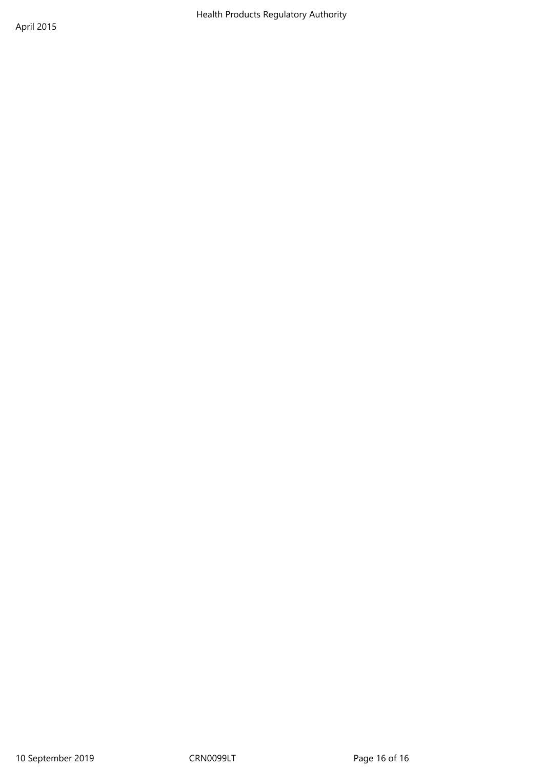April 2015